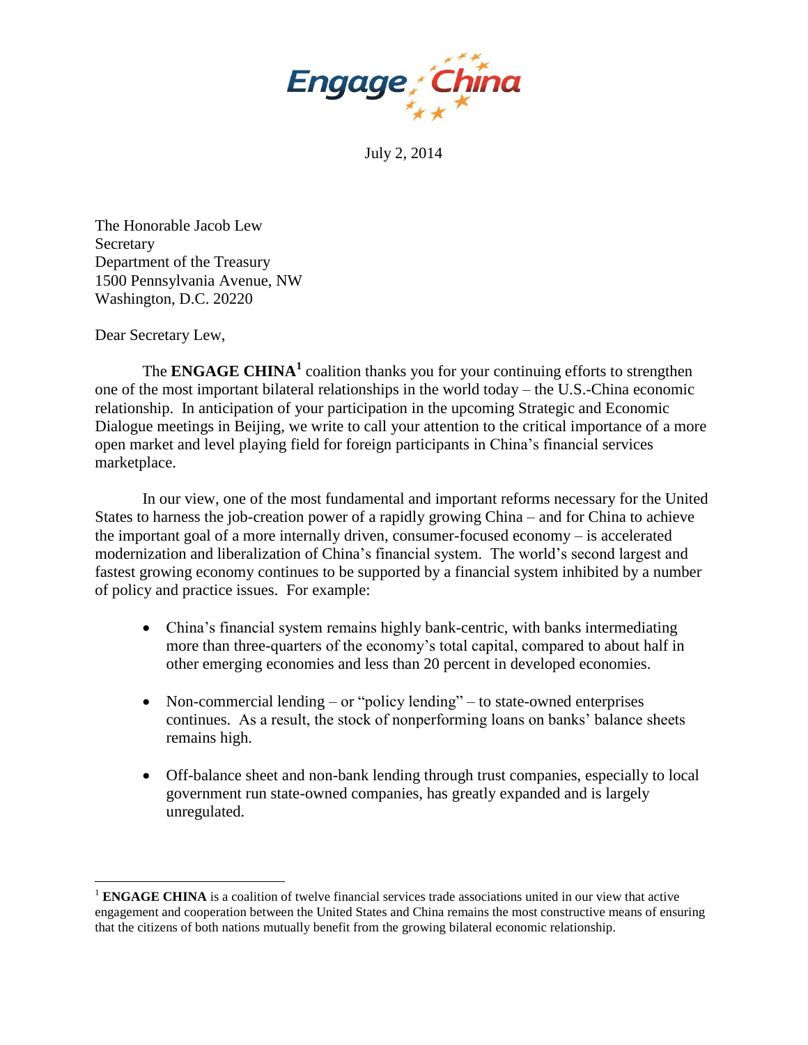Engage China

July 2, 2014

The Honorable Jacob Lew
Secretary
Department of the Treasury
1500 Pennsylvania Avenue, NW
Washington, D.C. 20220

Dear Secretary Lew,

The **ENGAGE CHINA**[1] coalition thanks you for your continuing efforts to strengthen one of the most important bilateral relationships in the world today – the U.S.-China economic relationship. In anticipation of your participation in the upcoming Strategic and Economic Dialogue meetings in Beijing, we write to call your attention to the critical importance of a more open market and level playing field for foreign participants in China's financial services marketplace.

In our view, one of the most fundamental and important reforms necessary for the United States to harness the job-creation power of a rapidly growing China – and for China to achieve the important goal of a more internally driven, consumer-focused economy – is accelerated modernization and liberalization of China's financial system. The world's second largest and fastest growing economy continues to be supported by a financial system inhibited by a number of policy and practice issues. For example:

- China's financial system remains highly bank-centric, with banks intermediating more than three-quarters of the economy's total capital, compared to about half in other emerging economies and less than 20 percent in developed economies.
- Non-commercial lending – or "policy lending" – to state-owned enterprises continues. As a result, the stock of nonperforming loans on banks' balance sheets remains high.
- Off-balance sheet and non-bank lending through trust companies, especially to local government run state-owned companies, has greatly expanded and is largely unregulated.

[1] **ENGAGE CHINA** is a coalition of twelve financial services trade associations united in our view that active engagement and cooperation between the United States and China remains the most constructive means of ensuring that the citizens of both nations mutually benefit from the growing bilateral economic relationship.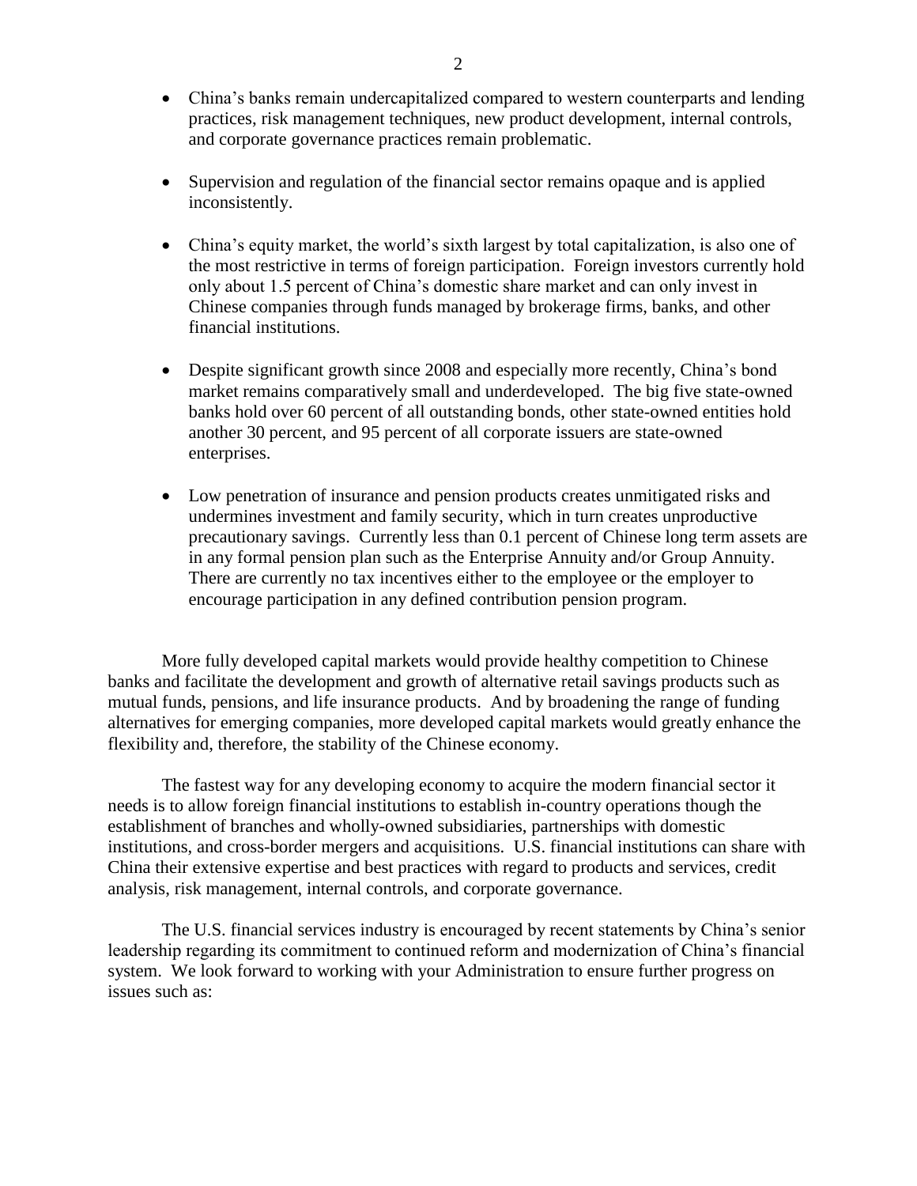- China's banks remain undercapitalized compared to western counterparts and lending practices, risk management techniques, new product development, internal controls, and corporate governance practices remain problematic.

- Supervision and regulation of the financial sector remains opaque and is applied inconsistently.

- China's equity market, the world's sixth largest by total capitalization, is also one of the most restrictive in terms of foreign participation. Foreign investors currently hold only about 1.5 percent of China's domestic share market and can only invest in Chinese companies through funds managed by brokerage firms, banks, and other financial institutions.

- Despite significant growth since 2008 and especially more recently, China's bond market remains comparatively small and underdeveloped. The big five state-owned banks hold over 60 percent of all outstanding bonds, other state-owned entities hold another 30 percent, and 95 percent of all corporate issuers are state-owned enterprises.

- Low penetration of insurance and pension products creates unmitigated risks and undermines investment and family security, which in turn creates unproductive precautionary savings. Currently less than 0.1 percent of Chinese long term assets are in any formal pension plan such as the Enterprise Annuity and/or Group Annuity. There are currently no tax incentives either to the employee or the employer to encourage participation in any defined contribution pension program.

More fully developed capital markets would provide healthy competition to Chinese banks and facilitate the development and growth of alternative retail savings products such as mutual funds, pensions, and life insurance products. And by broadening the range of funding alternatives for emerging companies, more developed capital markets would greatly enhance the flexibility and, therefore, the stability of the Chinese economy.

The fastest way for any developing economy to acquire the modern financial sector it needs is to allow foreign financial institutions to establish in-country operations though the establishment of branches and wholly-owned subsidiaries, partnerships with domestic institutions, and cross-border mergers and acquisitions. U.S. financial institutions can share with China their extensive expertise and best practices with regard to products and services, credit analysis, risk management, internal controls, and corporate governance.

The U.S. financial services industry is encouraged by recent statements by China's senior leadership regarding its commitment to continued reform and modernization of China's financial system. We look forward to working with your Administration to ensure further progress on issues such as: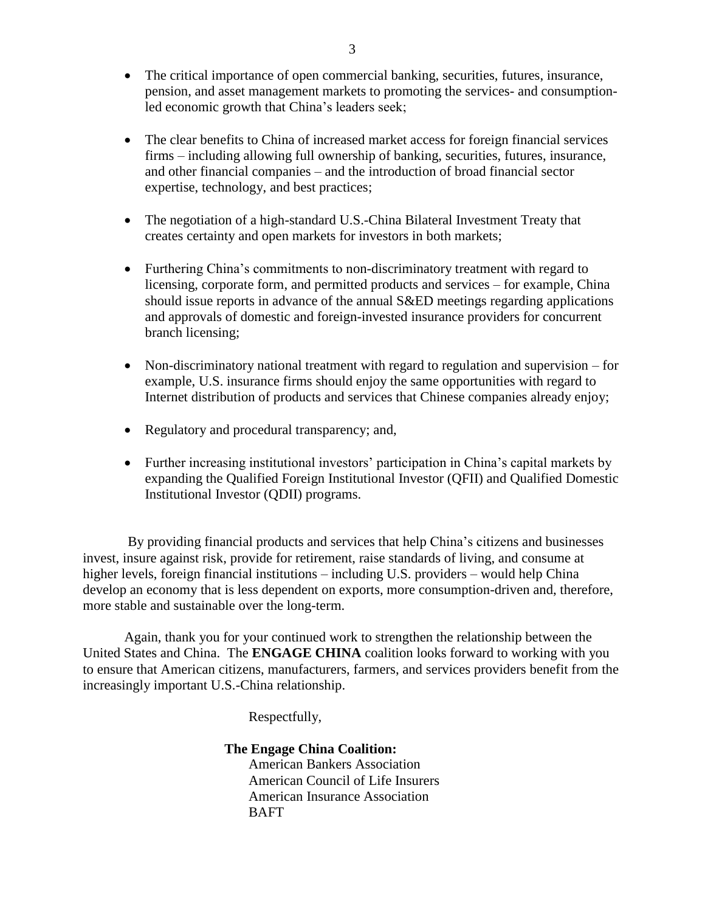- The critical importance of open commercial banking, securities, futures, insurance, pension, and asset management markets to promoting the services- and consumption-led economic growth that China's leaders seek;

- The clear benefits to China of increased market access for foreign financial services firms – including allowing full ownership of banking, securities, futures, insurance, and other financial companies – and the introduction of broad financial sector expertise, technology, and best practices;

- The negotiation of a high-standard U.S.-China Bilateral Investment Treaty that creates certainty and open markets for investors in both markets;

- Furthering China's commitments to non-discriminatory treatment with regard to licensing, corporate form, and permitted products and services – for example, China should issue reports in advance of the annual S&ED meetings regarding applications and approvals of domestic and foreign-invested insurance providers for concurrent branch licensing;

- Non-discriminatory national treatment with regard to regulation and supervision – for example, U.S. insurance firms should enjoy the same opportunities with regard to Internet distribution of products and services that Chinese companies already enjoy;

- Regulatory and procedural transparency; and,

- Further increasing institutional investors' participation in China's capital markets by expanding the Qualified Foreign Institutional Investor (QFII) and Qualified Domestic Institutional Investor (QDII) programs.

By providing financial products and services that help China's citizens and businesses invest, insure against risk, provide for retirement, raise standards of living, and consume at higher levels, foreign financial institutions – including U.S. providers – would help China develop an economy that is less dependent on exports, more consumption-driven and, therefore, more stable and sustainable over the long-term.

Again, thank you for your continued work to strengthen the relationship between the United States and China. The **ENGAGE CHINA** coalition looks forward to working with you to ensure that American citizens, manufacturers, farmers, and services providers benefit from the increasingly important U.S.-China relationship.

Respectfully,

**The Engage China Coalition:**

American Bankers Association
American Council of Life Insurers
American Insurance Association
BAFT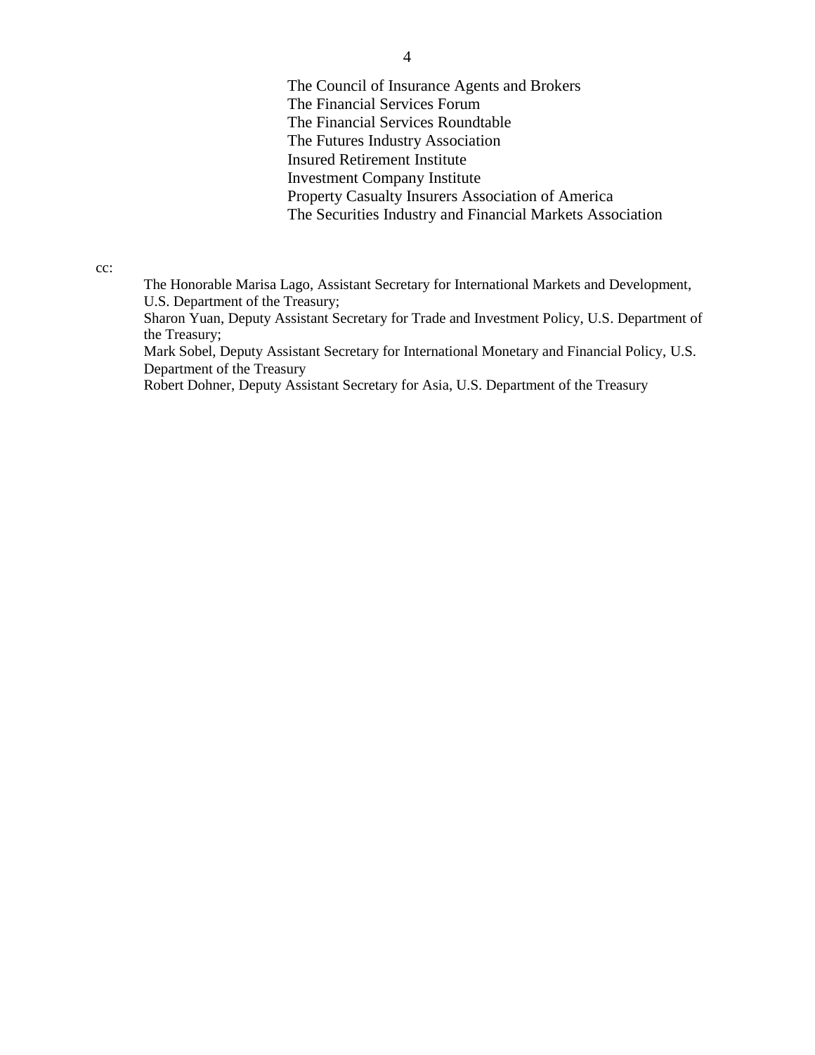The Council of Insurance Agents and Brokers
The Financial Services Forum
The Financial Services Roundtable
The Futures Industry Association
Insured Retirement Institute
Investment Company Institute
Property Casualty Insurers Association of America
The Securities Industry and Financial Markets Association

cc:

The Honorable Marisa Lago, Assistant Secretary for International Markets and Development, U.S. Department of the Treasury;
Sharon Yuan, Deputy Assistant Secretary for Trade and Investment Policy, U.S. Department of the Treasury;
Mark Sobel, Deputy Assistant Secretary for International Monetary and Financial Policy, U.S. Department of the Treasury
Robert Dohner, Deputy Assistant Secretary for Asia, U.S. Department of the Treasury